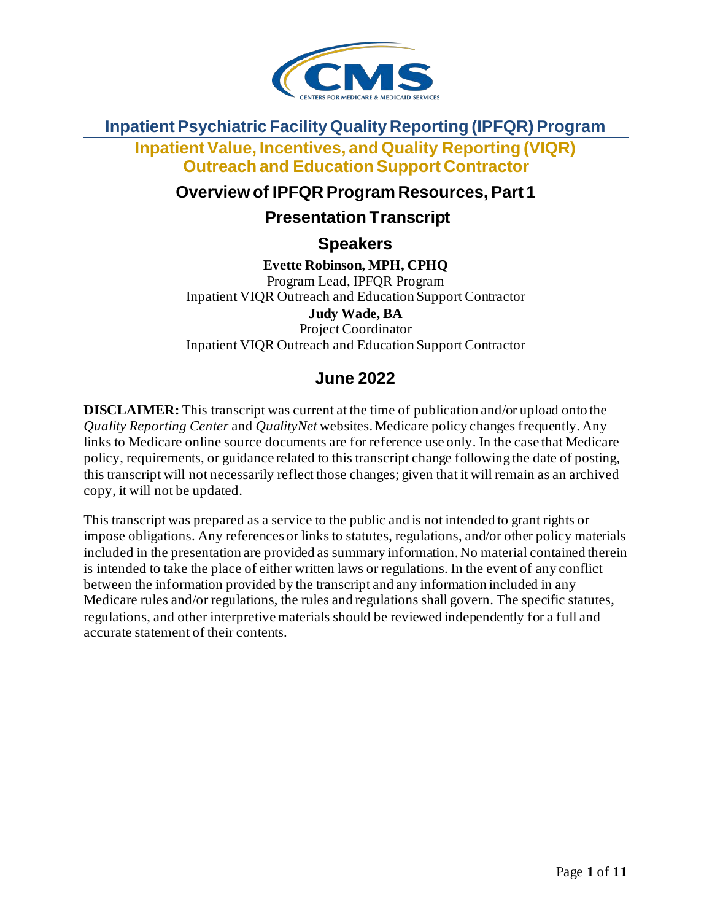# Inpatient Psychiatric Facility Quality Reporting (IPFQR) Program

## Inpatient Value, Incentives, and Quality Reporting (VIQR) Outreach and Education Support Contractor

## Overview of IPFQR Program Resources, Part 1

## Presentation Transcript

## Speakers

**Evette Robinson, MPH, CPHQ**
Program Lead, IPFQR Program
Inpatient VIQR Outreach and Education Support Contractor

**Judy Wade, BA**
Project Coordinator
Inpatient VIQR Outreach and Education Support Contractor

## June 2022

**DISCLAIMER:** This transcript was current at the time of publication and/or upload onto the *Quality Reporting Center* and *QualityNet* websites. Medicare policy changes frequently. Any links to Medicare online source documents are for reference use only. In the case that Medicare policy, requirements, or guidance related to this transcript change following the date of posting, this transcript will not necessarily reflect those changes; given that it will remain as an archived copy, it will not be updated.

This transcript was prepared as a service to the public and is not intended to grant rights or impose obligations. Any references or links to statutes, regulations, and/or other policy materials included in the presentation are provided as summary information. No material contained therein is intended to take the place of either written laws or regulations. In the event of any conflict between the information provided by the transcript and any information included in any Medicare rules and/or regulations, the rules and regulations shall govern. The specific statutes, regulations, and other interpretive materials should be reviewed independently for a full and accurate statement of their contents.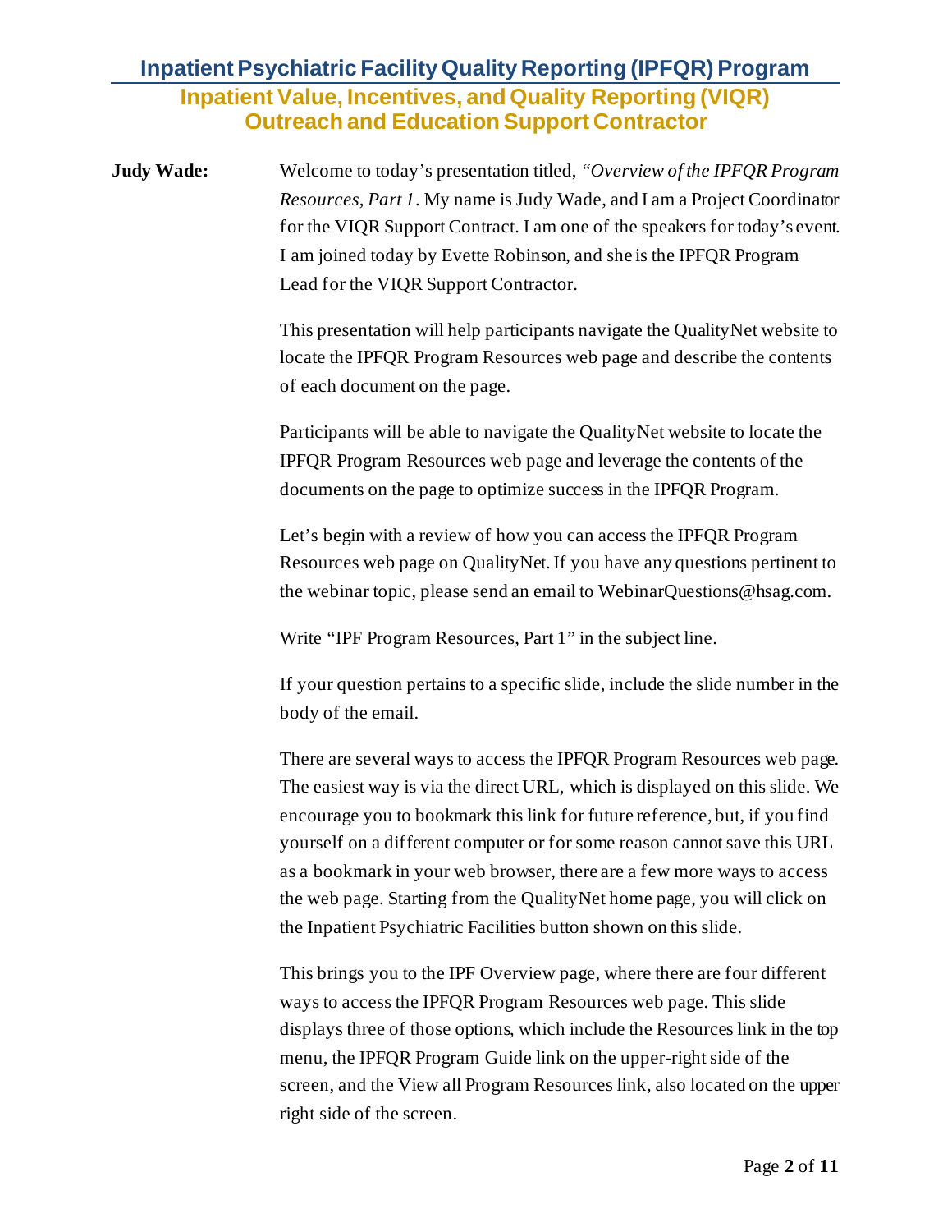**Judy Wade:** Welcome to today's presentation titled, *"Overview of the IPFQR Program Resources, Part 1*. My name is Judy Wade, and I am a Project Coordinator for the VIQR Support Contract. I am one of the speakers for today's event. I am joined today by Evette Robinson, and she is the IPFQR Program Lead for the VIQR Support Contractor.

This presentation will help participants navigate the QualityNet website to locate the IPFQR Program Resources web page and describe the contents of each document on the page.

Participants will be able to navigate the QualityNet website to locate the IPFQR Program Resources web page and leverage the contents of the documents on the page to optimize success in the IPFQR Program.

Let's begin with a review of how you can access the IPFQR Program Resources web page on QualityNet. If you have any questions pertinent to the webinar topic, please send an email to WebinarQuestions@hsag.com.

Write "IPF Program Resources, Part 1" in the subject line.

If your question pertains to a specific slide, include the slide number in the body of the email.

There are several ways to access the IPFQR Program Resources web page. The easiest way is via the direct URL, which is displayed on this slide. We encourage you to bookmark this link for future reference, but, if you find yourself on a different computer or for some reason cannot save this URL as a bookmark in your web browser, there are a few more ways to access the web page. Starting from the QualityNet home page, you will click on the Inpatient Psychiatric Facilities button shown on this slide.

This brings you to the IPF Overview page, where there are four different ways to access the IPFQR Program Resources web page. This slide displays three of those options, which include the Resources link in the top menu, the IPFQR Program Guide link on the upper-right side of the screen, and the View all Program Resources link, also located on the upper right side of the screen.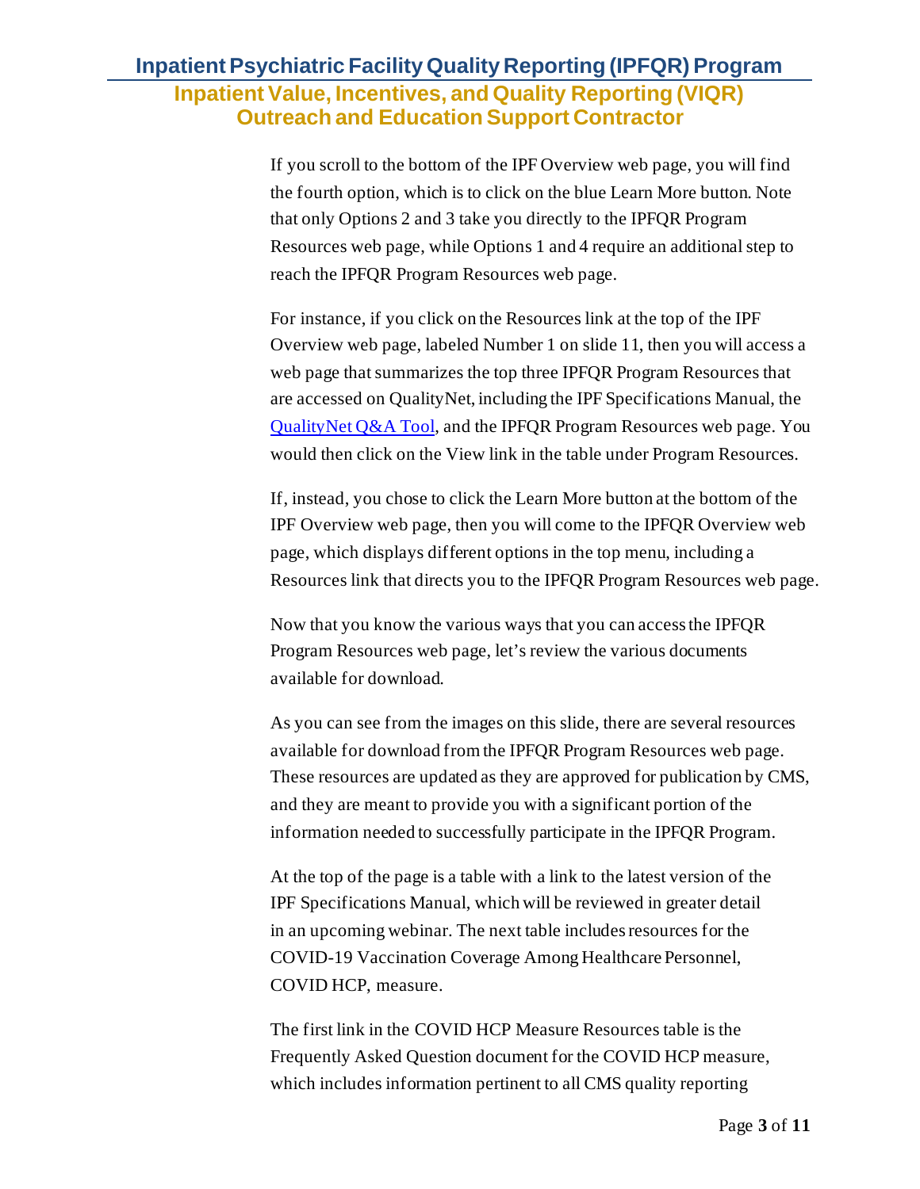If you scroll to the bottom of the IPF Overview web page, you will find the fourth option, which is to click on the blue Learn More button. Note that only Options 2 and 3 take you directly to the IPFQR Program Resources web page, while Options 1 and 4 require an additional step to reach the IPFQR Program Resources web page.

For instance, if you click on the Resources link at the top of the IPF Overview web page, labeled Number 1 on slide 11, then you will access a web page that summarizes the top three IPFQR Program Resources that are accessed on QualityNet, including the IPF Specifications Manual, the QualityNet Q&A Tool, and the IPFQR Program Resources web page. You would then click on the View link in the table under Program Resources.

If, instead, you chose to click the Learn More button at the bottom of the IPF Overview web page, then you will come to the IPFQR Overview web page, which displays different options in the top menu, including a Resources link that directs you to the IPFQR Program Resources web page.

Now that you know the various ways that you can access the IPFQR Program Resources web page, let's review the various documents available for download.

As you can see from the images on this slide, there are several resources available for download from the IPFQR Program Resources web page. These resources are updated as they are approved for publication by CMS, and they are meant to provide you with a significant portion of the information needed to successfully participate in the IPFQR Program.

At the top of the page is a table with a link to the latest version of the IPF Specifications Manual, which will be reviewed in greater detail in an upcoming webinar. The next table includes resources for the COVID-19 Vaccination Coverage Among Healthcare Personnel, COVID HCP, measure.

The first link in the COVID HCP Measure Resources table is the Frequently Asked Question document for the COVID HCP measure, which includes information pertinent to all CMS quality reporting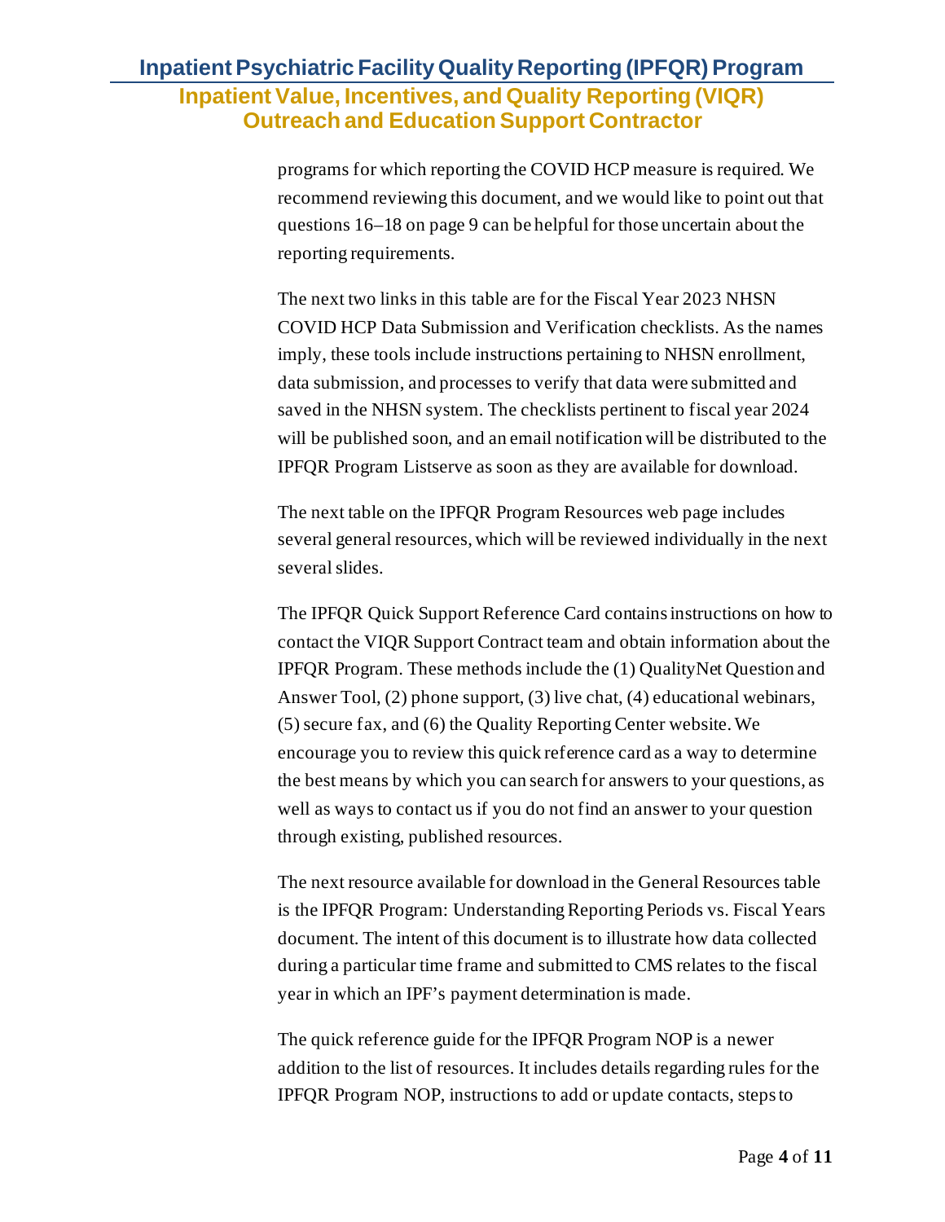programs for which reporting the COVID HCP measure is required. We recommend reviewing this document, and we would like to point out that questions 16–18 on page 9 can be helpful for those uncertain about the reporting requirements.

The next two links in this table are for the Fiscal Year 2023 NHSN COVID HCP Data Submission and Verification checklists. As the names imply, these tools include instructions pertaining to NHSN enrollment, data submission, and processes to verify that data were submitted and saved in the NHSN system. The checklists pertinent to fiscal year 2024 will be published soon, and an email notification will be distributed to the IPFQR Program Listserve as soon as they are available for download.

The next table on the IPFQR Program Resources web page includes several general resources, which will be reviewed individually in the next several slides.

The IPFQR Quick Support Reference Card contains instructions on how to contact the VIQR Support Contract team and obtain information about the IPFQR Program. These methods include the (1) QualityNet Question and Answer Tool, (2) phone support, (3) live chat, (4) educational webinars, (5) secure fax, and (6) the Quality Reporting Center website. We encourage you to review this quick reference card as a way to determine the best means by which you can search for answers to your questions, as well as ways to contact us if you do not find an answer to your question through existing, published resources.

The next resource available for download in the General Resources table is the IPFQR Program: Understanding Reporting Periods vs. Fiscal Years document. The intent of this document is to illustrate how data collected during a particular time frame and submitted to CMS relates to the fiscal year in which an IPF's payment determination is made.

The quick reference guide for the IPFQR Program NOP is a newer addition to the list of resources. It includes details regarding rules for the IPFQR Program NOP, instructions to add or update contacts, steps to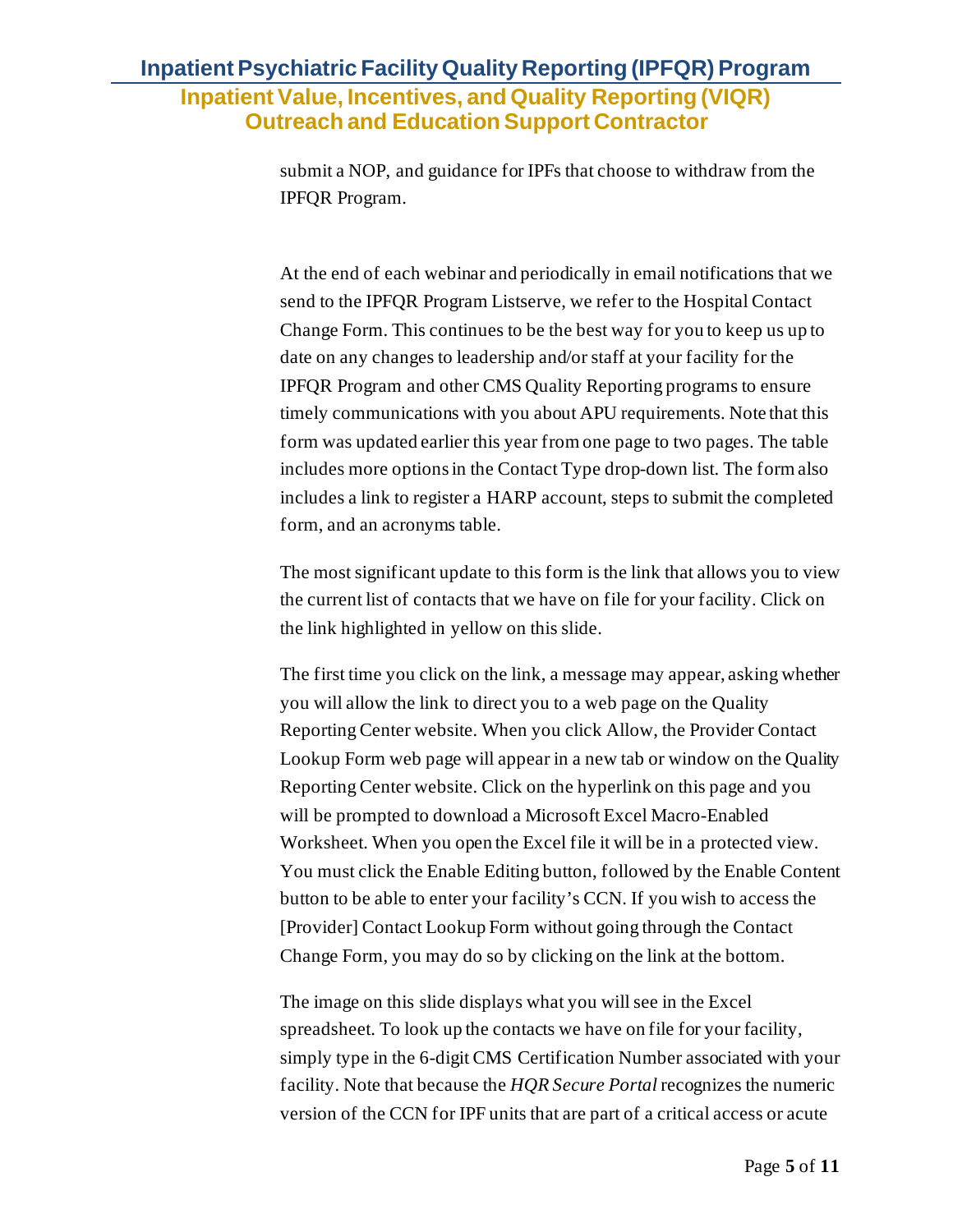submit a NOP, and guidance for IPFs that choose to withdraw from the IPFQR Program.

At the end of each webinar and periodically in email notifications that we send to the IPFQR Program Listserve, we refer to the Hospital Contact Change Form. This continues to be the best way for you to keep us up to date on any changes to leadership and/or staff at your facility for the IPFQR Program and other CMS Quality Reporting programs to ensure timely communications with you about APU requirements. Note that this form was updated earlier this year from one page to two pages. The table includes more options in the Contact Type drop-down list. The form also includes a link to register a HARP account, steps to submit the completed form, and an acronyms table.

The most significant update to this form is the link that allows you to view the current list of contacts that we have on file for your facility. Click on the link highlighted in yellow on this slide.

The first time you click on the link, a message may appear, asking whether you will allow the link to direct you to a web page on the Quality Reporting Center website. When you click Allow, the Provider Contact Lookup Form web page will appear in a new tab or window on the Quality Reporting Center website. Click on the hyperlink on this page and you will be prompted to download a Microsoft Excel Macro-Enabled Worksheet. When you open the Excel file it will be in a protected view. You must click the Enable Editing button, followed by the Enable Content button to be able to enter your facility's CCN. If you wish to access the [Provider] Contact Lookup Form without going through the Contact Change Form, you may do so by clicking on the link at the bottom.

The image on this slide displays what you will see in the Excel spreadsheet. To look up the contacts we have on file for your facility, simply type in the 6-digit CMS Certification Number associated with your facility. Note that because the *HQR Secure Portal* recognizes the numeric version of the CCN for IPF units that are part of a critical access or acute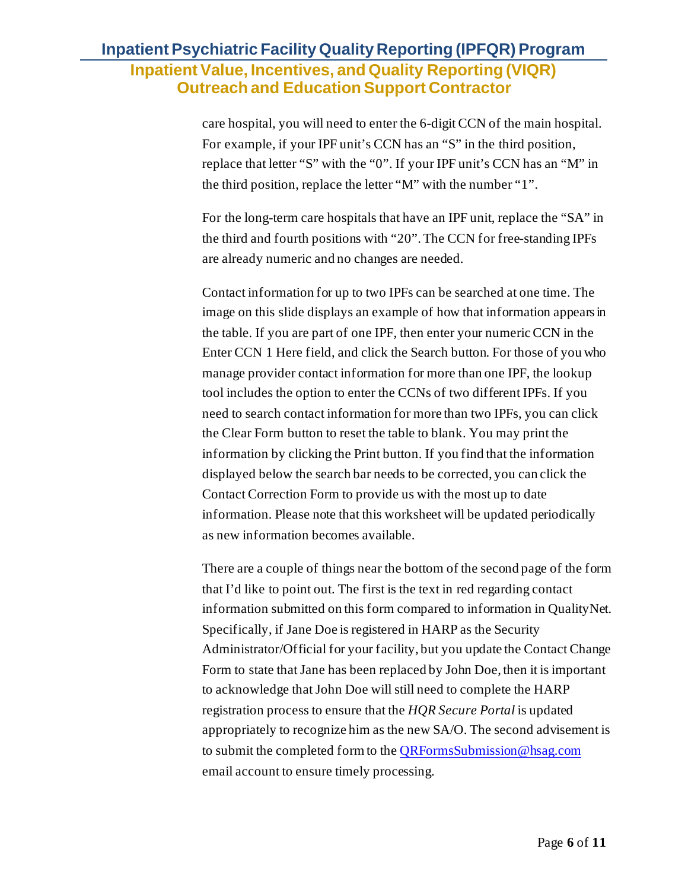care hospital, you will need to enter the 6-digit CCN of the main hospital. For example, if your IPF unit's CCN has an "S" in the third position, replace that letter "S" with the "0". If your IPF unit's CCN has an "M" in the third position, replace the letter "M" with the number "1".

For the long-term care hospitals that have an IPF unit, replace the "SA" in the third and fourth positions with "20". The CCN for free-standing IPFs are already numeric and no changes are needed.

Contact information for up to two IPFs can be searched at one time. The image on this slide displays an example of how that information appears in the table. If you are part of one IPF, then enter your numeric CCN in the Enter CCN 1 Here field, and click the Search button. For those of you who manage provider contact information for more than one IPF, the lookup tool includes the option to enter the CCNs of two different IPFs. If you need to search contact information for more than two IPFs, you can click the Clear Form button to reset the table to blank. You may print the information by clicking the Print button. If you find that the information displayed below the search bar needs to be corrected, you can click the Contact Correction Form to provide us with the most up to date information. Please note that this worksheet will be updated periodically as new information becomes available.

There are a couple of things near the bottom of the second page of the form that I'd like to point out. The first is the text in red regarding contact information submitted on this form compared to information in QualityNet. Specifically, if Jane Doe is registered in HARP as the Security Administrator/Official for your facility, but you update the Contact Change Form to state that Jane has been replaced by John Doe, then it is important to acknowledge that John Doe will still need to complete the HARP registration process to ensure that the *HQR Secure Portal* is updated appropriately to recognize him as the new SA/O. The second advisement is to submit the completed form to the QRFormsSubmission@hsag.com email account to ensure timely processing.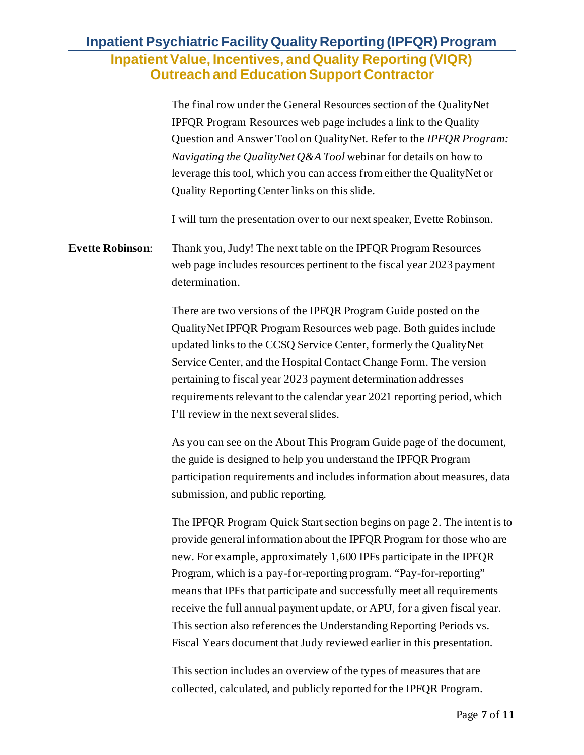The final row under the General Resources section of the QualityNet IPFQR Program Resources web page includes a link to the Quality Question and Answer Tool on QualityNet. Refer to the *IPFQR Program: Navigating the QualityNet Q&A Tool* webinar for details on how to leverage this tool, which you can access from either the QualityNet or Quality Reporting Center links on this slide.

I will turn the presentation over to our next speaker, Evette Robinson.

**Evette Robinson**: Thank you, Judy! The next table on the IPFQR Program Resources web page includes resources pertinent to the fiscal year 2023 payment determination.

There are two versions of the IPFQR Program Guide posted on the QualityNet IPFQR Program Resources web page. Both guides include updated links to the CCSQ Service Center, formerly the QualityNet Service Center, and the Hospital Contact Change Form. The version pertaining to fiscal year 2023 payment determination addresses requirements relevant to the calendar year 2021 reporting period, which I'll review in the next several slides.

As you can see on the About This Program Guide page of the document, the guide is designed to help you understand the IPFQR Program participation requirements and includes information about measures, data submission, and public reporting.

The IPFQR Program Quick Start section begins on page 2. The intent is to provide general information about the IPFQR Program for those who are new. For example, approximately 1,600 IPFs participate in the IPFQR Program, which is a pay-for-reporting program. "Pay-for-reporting" means that IPFs that participate and successfully meet all requirements receive the full annual payment update, or APU, for a given fiscal year. This section also references the Understanding Reporting Periods vs. Fiscal Years document that Judy reviewed earlier in this presentation.

This section includes an overview of the types of measures that are collected, calculated, and publicly reported for the IPFQR Program.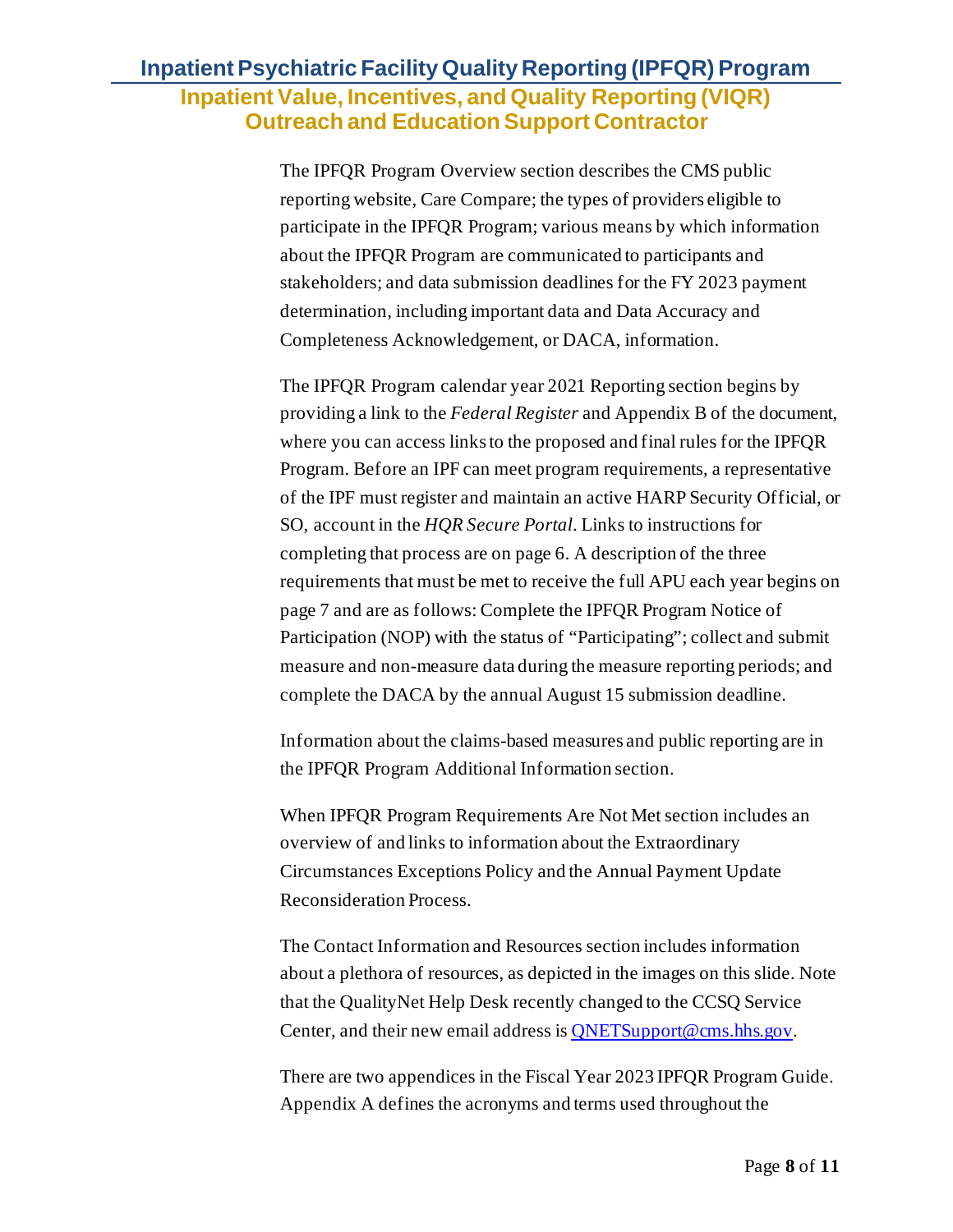The IPFQR Program Overview section describes the CMS public reporting website, Care Compare; the types of providers eligible to participate in the IPFQR Program; various means by which information about the IPFQR Program are communicated to participants and stakeholders; and data submission deadlines for the FY 2023 payment determination, including important data and Data Accuracy and Completeness Acknowledgement, or DACA, information.

The IPFQR Program calendar year 2021 Reporting section begins by providing a link to the *Federal Register* and Appendix B of the document, where you can access links to the proposed and final rules for the IPFQR Program. Before an IPF can meet program requirements, a representative of the IPF must register and maintain an active HARP Security Official, or SO, account in the *HQR Secure Portal*. Links to instructions for completing that process are on page 6. A description of the three requirements that must be met to receive the full APU each year begins on page 7 and are as follows: Complete the IPFQR Program Notice of Participation (NOP) with the status of "Participating"; collect and submit measure and non-measure data during the measure reporting periods; and complete the DACA by the annual August 15 submission deadline.

Information about the claims-based measures and public reporting are in the IPFQR Program Additional Information section.

When IPFQR Program Requirements Are Not Met section includes an overview of and links to information about the Extraordinary Circumstances Exceptions Policy and the Annual Payment Update Reconsideration Process.

The Contact Information and Resources section includes information about a plethora of resources, as depicted in the images on this slide. Note that the QualityNet Help Desk recently changed to the CCSQ Service Center, and their new email address is [QNETSupport@cms.hhs.gov](mailto:QNETSupport@cms.hhs.gov).

There are two appendices in the Fiscal Year 2023 IPFQR Program Guide. Appendix A defines the acronyms and terms used throughout the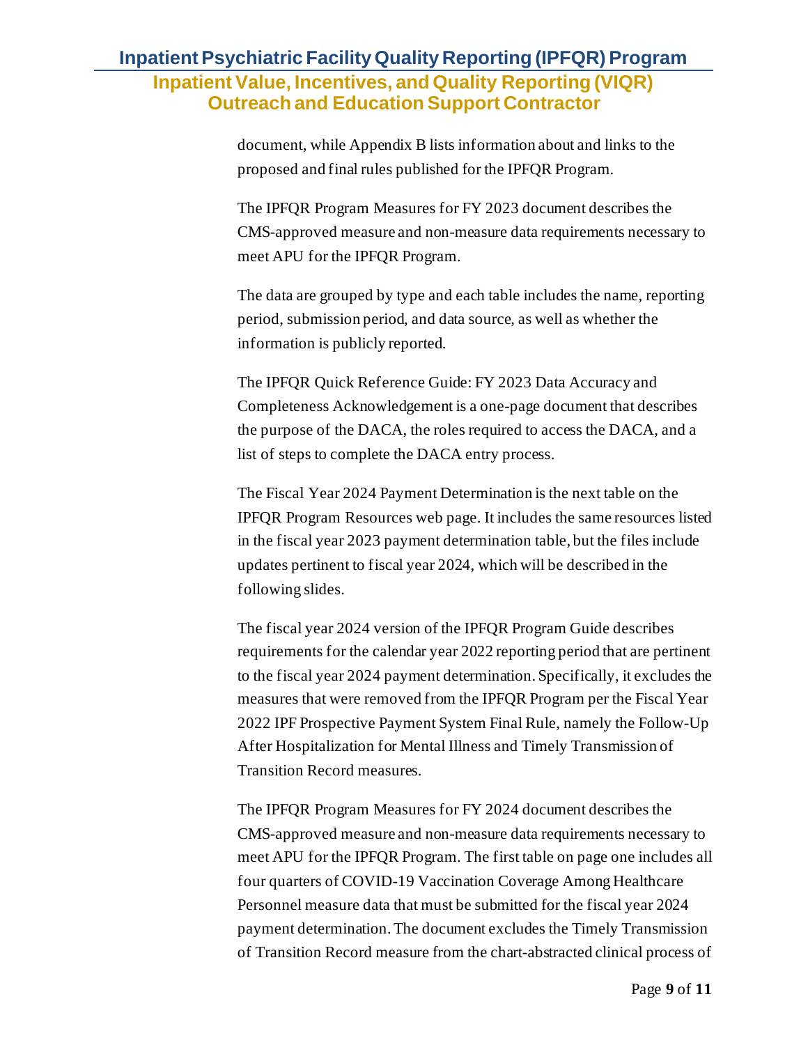document, while Appendix B lists information about and links to the proposed and final rules published for the IPFQR Program.

The IPFQR Program Measures for FY 2023 document describes the CMS-approved measure and non-measure data requirements necessary to meet APU for the IPFQR Program.

The data are grouped by type and each table includes the name, reporting period, submission period, and data source, as well as whether the information is publicly reported.

The IPFQR Quick Reference Guide: FY 2023 Data Accuracy and Completeness Acknowledgement is a one-page document that describes the purpose of the DACA, the roles required to access the DACA, and a list of steps to complete the DACA entry process.

The Fiscal Year 2024 Payment Determination is the next table on the IPFQR Program Resources web page. It includes the same resources listed in the fiscal year 2023 payment determination table, but the files include updates pertinent to fiscal year 2024, which will be described in the following slides.

The fiscal year 2024 version of the IPFQR Program Guide describes requirements for the calendar year 2022 reporting period that are pertinent to the fiscal year 2024 payment determination. Specifically, it excludes the measures that were removed from the IPFQR Program per the Fiscal Year 2022 IPF Prospective Payment System Final Rule, namely the Follow-Up After Hospitalization for Mental Illness and Timely Transmission of Transition Record measures.

The IPFQR Program Measures for FY 2024 document describes the CMS-approved measure and non-measure data requirements necessary to meet APU for the IPFQR Program. The first table on page one includes all four quarters of COVID-19 Vaccination Coverage Among Healthcare Personnel measure data that must be submitted for the fiscal year 2024 payment determination. The document excludes the Timely Transmission of Transition Record measure from the chart-abstracted clinical process of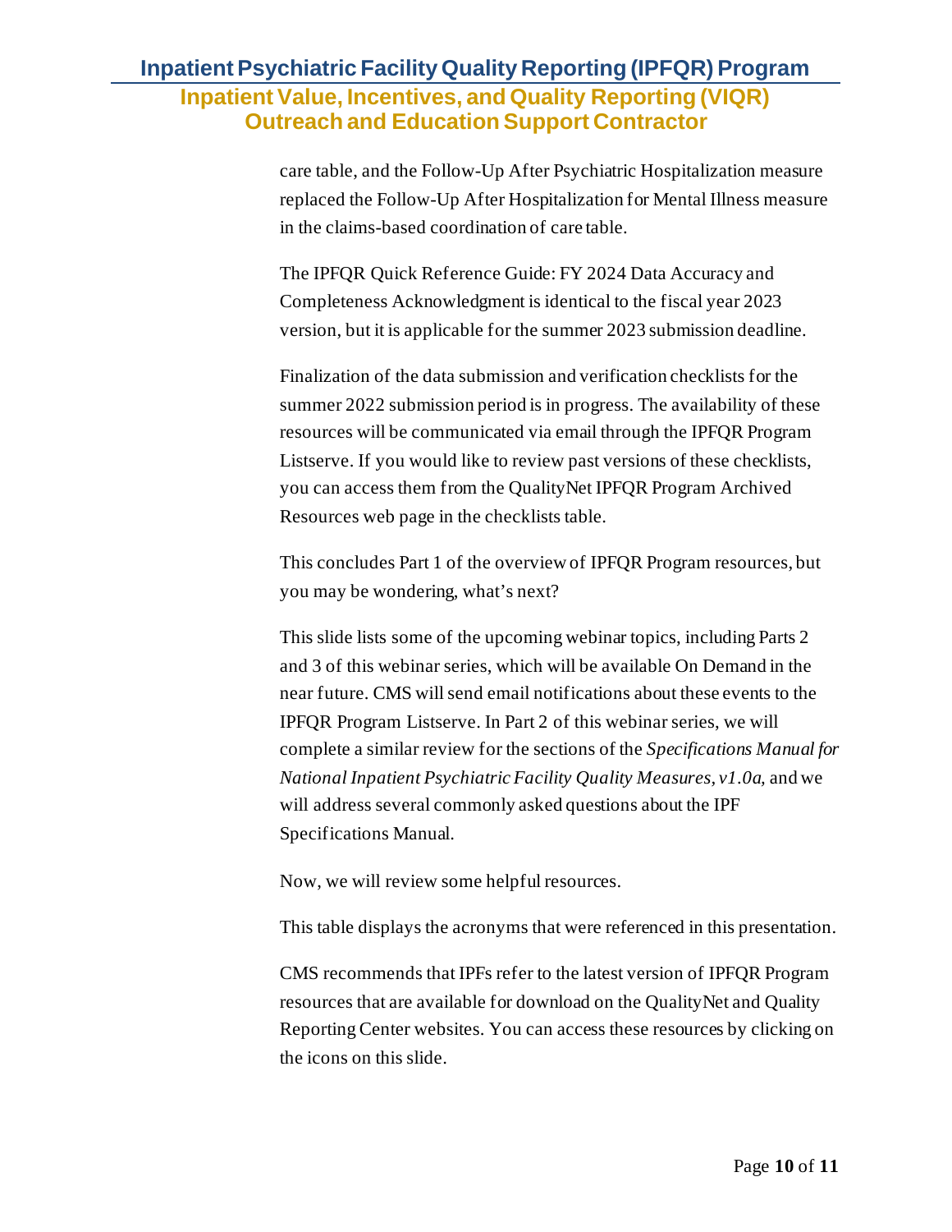care table, and the Follow-Up After Psychiatric Hospitalization measure replaced the Follow-Up After Hospitalization for Mental Illness measure in the claims-based coordination of care table.

The IPFQR Quick Reference Guide: FY 2024 Data Accuracy and Completeness Acknowledgment is identical to the fiscal year 2023 version, but it is applicable for the summer 2023 submission deadline.

Finalization of the data submission and verification checklists for the summer 2022 submission period is in progress. The availability of these resources will be communicated via email through the IPFQR Program Listserve. If you would like to review past versions of these checklists, you can access them from the QualityNet IPFQR Program Archived Resources web page in the checklists table.

This concludes Part 1 of the overview of IPFQR Program resources, but you may be wondering, what's next?

This slide lists some of the upcoming webinar topics, including Parts 2 and 3 of this webinar series, which will be available On Demand in the near future. CMS will send email notifications about these events to the IPFQR Program Listserve. In Part 2 of this webinar series, we will complete a similar review for the sections of the *Specifications Manual for National Inpatient Psychiatric Facility Quality Measures, v1.0a*, and we will address several commonly asked questions about the IPF Specifications Manual.

Now, we will review some helpful resources.

This table displays the acronyms that were referenced in this presentation.

CMS recommends that IPFs refer to the latest version of IPFQR Program resources that are available for download on the QualityNet and Quality Reporting Center websites. You can access these resources by clicking on the icons on this slide.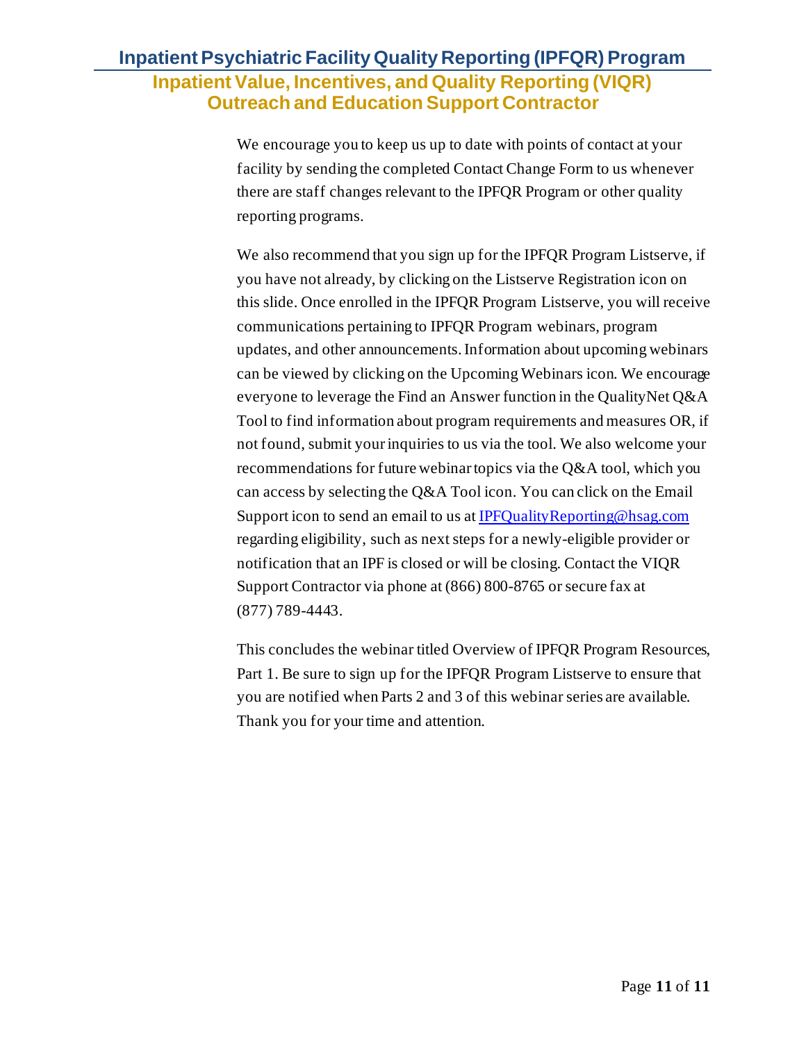We encourage you to keep us up to date with points of contact at your facility by sending the completed Contact Change Form to us whenever there are staff changes relevant to the IPFQR Program or other quality reporting programs.

We also recommend that you sign up for the IPFQR Program Listserve, if you have not already, by clicking on the Listserve Registration icon on this slide. Once enrolled in the IPFQR Program Listserve, you will receive communications pertaining to IPFQR Program webinars, program updates, and other announcements. Information about upcoming webinars can be viewed by clicking on the Upcoming Webinars icon. We encourage everyone to leverage the Find an Answer function in the QualityNet Q&A Tool to find information about program requirements and measures OR, if not found, submit your inquiries to us via the tool. We also welcome your recommendations for future webinar topics via the Q&A tool, which you can access by selecting the Q&A Tool icon. You can click on the Email Support icon to send an email to us at IPFQualityReporting@hsag.com regarding eligibility, such as next steps for a newly-eligible provider or notification that an IPF is closed or will be closing. Contact the VIQR Support Contractor via phone at (866) 800-8765 or secure fax at (877) 789-4443.

This concludes the webinar titled Overview of IPFQR Program Resources, Part 1. Be sure to sign up for the IPFQR Program Listserve to ensure that you are notified when Parts 2 and 3 of this webinar series are available. Thank you for your time and attention.